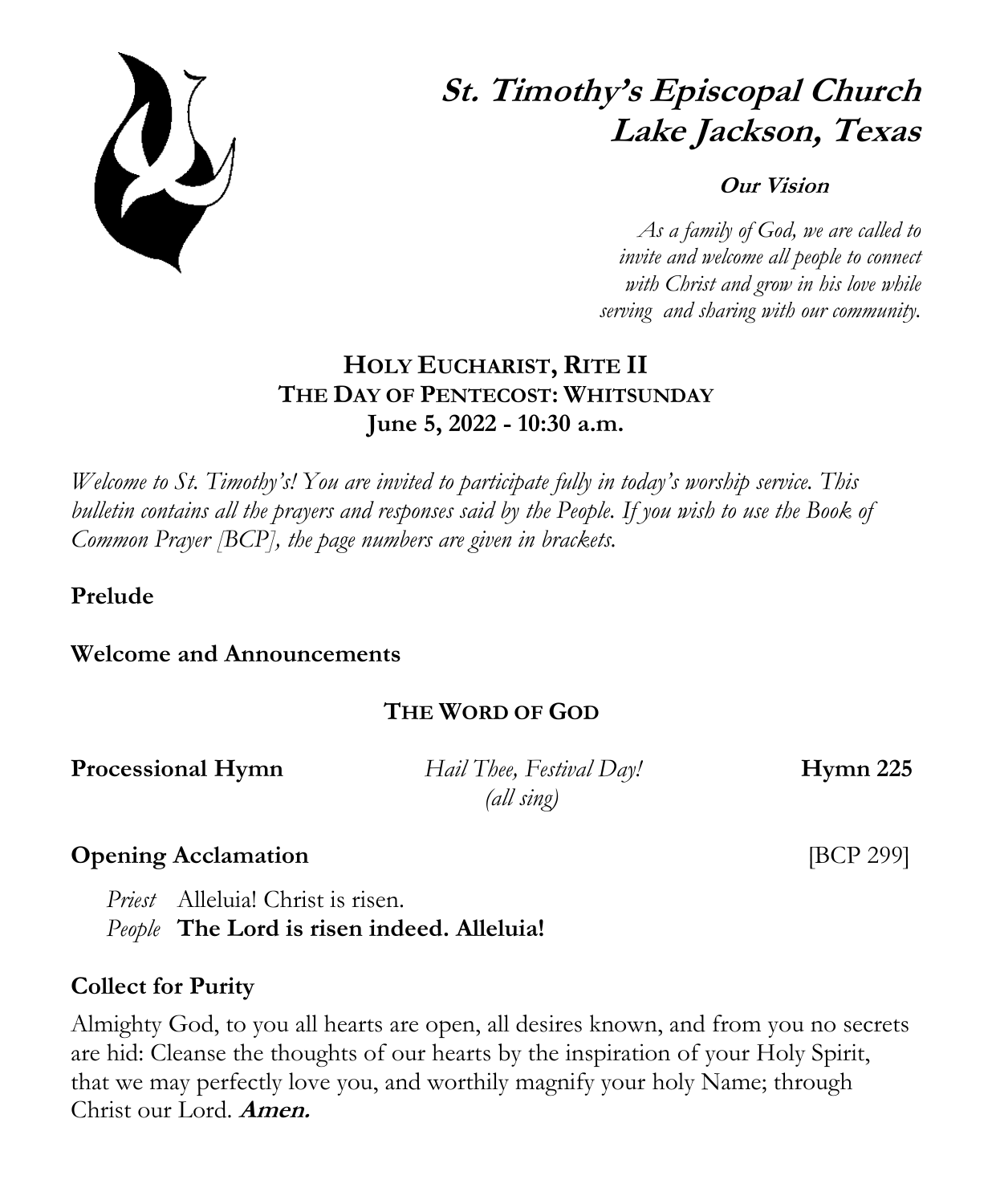# St. Timothy's Episcopal Church
# Lake Jackson, Texas

**Our Vision**

*As a family of God, we are called to invite and welcome all people to connect with Christ and grow in his love while serving and sharing with our community.*

## HOLY EUCHARIST, RITE II
## THE DAY OF PENTECOST: WHITSUNDAY
## June 5, 2022 - 10:30 a.m.

*Welcome to St. Timothy's! You are invited to participate fully in today's worship service. This bulletin contains all the prayers and responses said by the People. If you wish to use the Book of Common Prayer [BCP], the page numbers are given in brackets.*

**Prelude**

**Welcome and Announcements**

### THE WORD OF GOD

**Processional Hymn** *Hail Thee, Festival Day!* *(all sing)* **Hymn 225**

**Opening Acclamation** [BCP 299]

*Priest* Alleluia! Christ is risen.
*People* **The Lord is risen indeed. Alleluia!**

**Collect for Purity**

Almighty God, to you all hearts are open, all desires known, and from you no secrets are hid: Cleanse the thoughts of our hearts by the inspiration of your Holy Spirit, that we may perfectly love you, and worthily magnify your holy Name; through Christ our Lord. ***Amen.***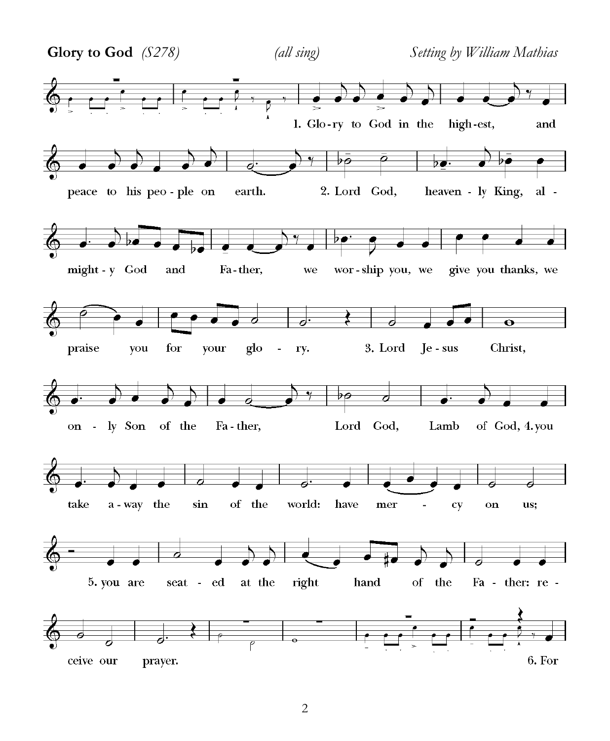**Glory to God** *(S278)* *(all sing)* *Setting by William Mathias*

1. Glo-ry to God in the high-est, and peace to his peo-ple on earth.

2. Lord God, heaven-ly King, al-might-y God and Fa-ther, we wor-ship you, we give you thanks, we praise you for your glo-ry.

3. Lord Je-sus Christ, on-ly Son of the Fa-ther, Lord God, Lamb of God,

4. you take a-way the sin of the world: have mer-cy on us;

5. you are seat-ed at the right hand of the Fa-ther: re-ceive our prayer.

6. For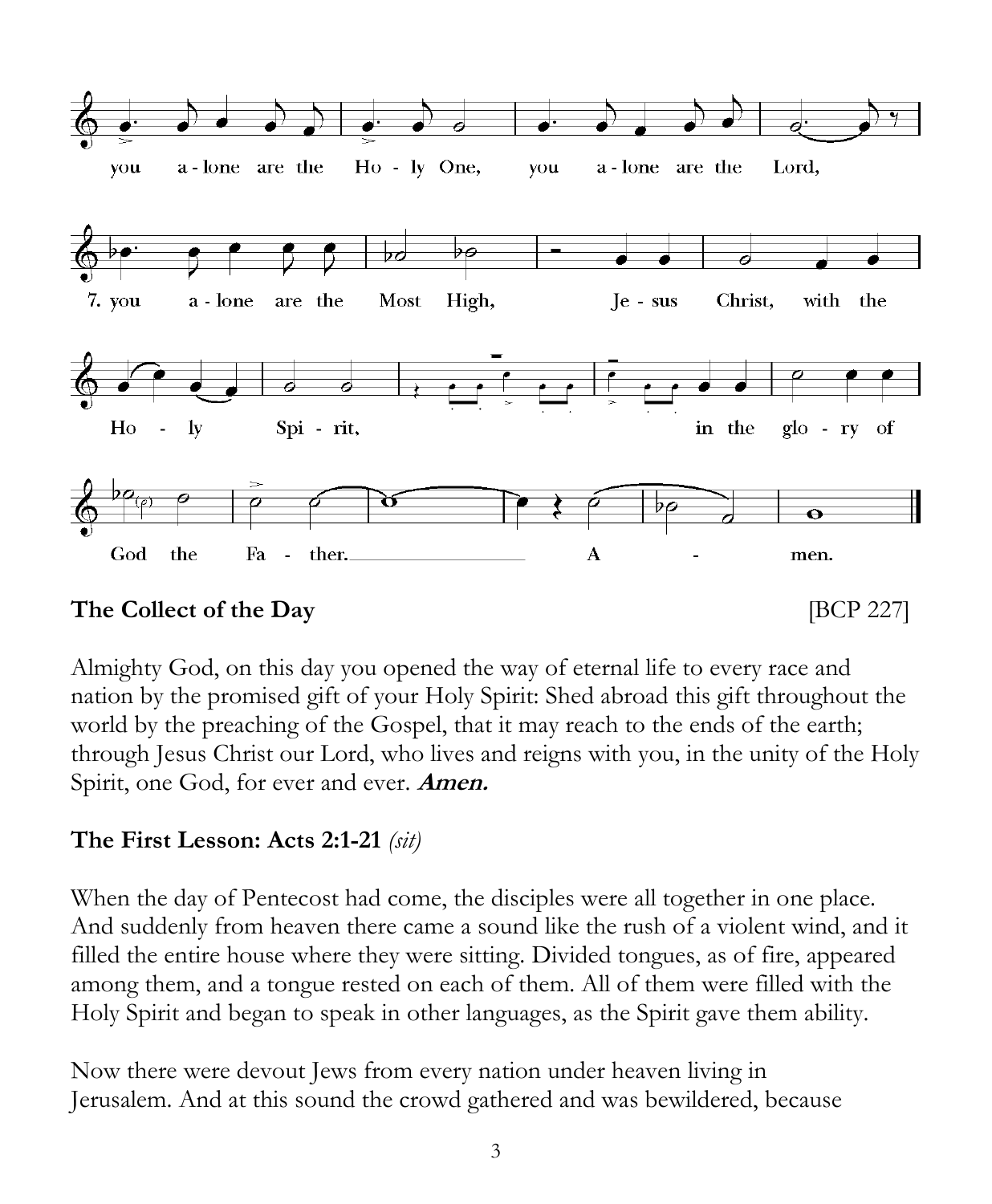you alone are the Holy One, you alone are the Lord,

7. you alone are the Most High, Jesus Christ, with the Holy Spirit, in the glory of God the Father. Amen.

**The Collect of the Day** [BCP 227]

Almighty God, on this day you opened the way of eternal life to every race and nation by the promised gift of your Holy Spirit: Shed abroad this gift throughout the world by the preaching of the Gospel, that it may reach to the ends of the earth; through Jesus Christ our Lord, who lives and reigns with you, in the unity of the Holy Spirit, one God, for ever and ever. ***Amen.***

**The First Lesson: Acts 2:1-21** *(sit)*

When the day of Pentecost had come, the disciples were all together in one place. And suddenly from heaven there came a sound like the rush of a violent wind, and it filled the entire house where they were sitting. Divided tongues, as of fire, appeared among them, and a tongue rested on each of them. All of them were filled with the Holy Spirit and began to speak in other languages, as the Spirit gave them ability.

Now there were devout Jews from every nation under heaven living in Jerusalem. And at this sound the crowd gathered and was bewildered, because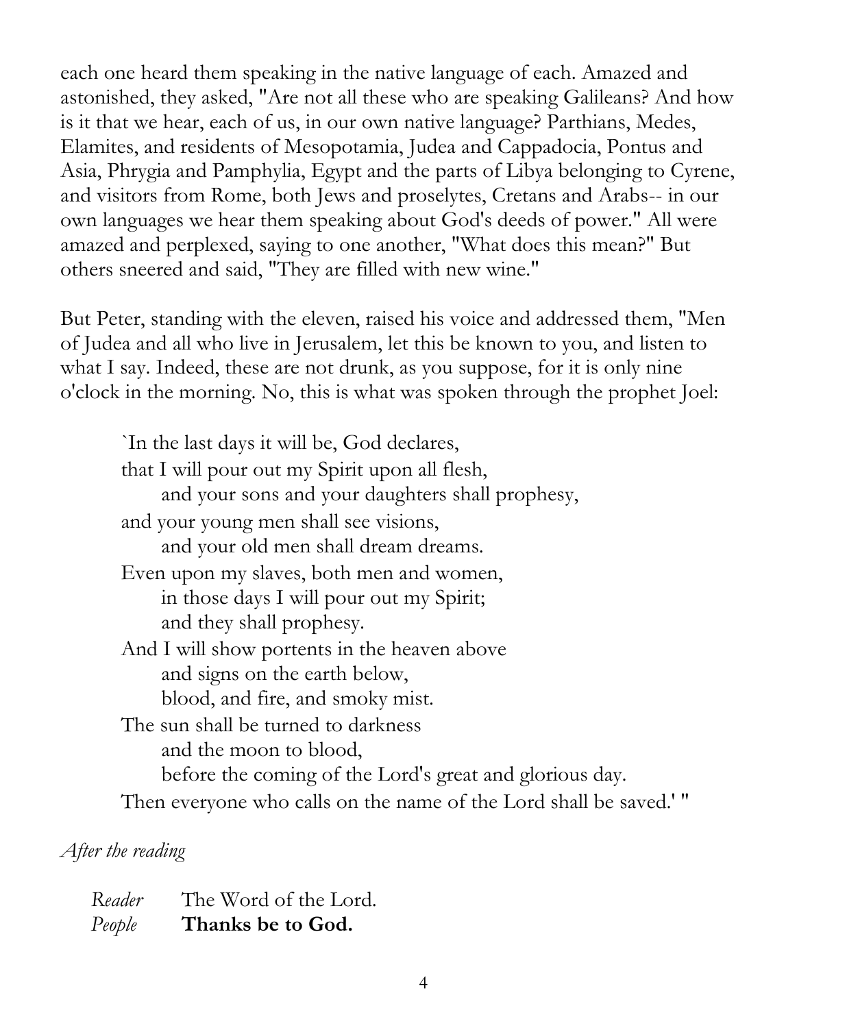each one heard them speaking in the native language of each. Amazed and astonished, they asked, "Are not all these who are speaking Galileans? And how is it that we hear, each of us, in our own native language? Parthians, Medes, Elamites, and residents of Mesopotamia, Judea and Cappadocia, Pontus and Asia, Phrygia and Pamphylia, Egypt and the parts of Libya belonging to Cyrene, and visitors from Rome, both Jews and proselytes, Cretans and Arabs-- in our own languages we hear them speaking about God's deeds of power." All were amazed and perplexed, saying to one another, "What does this mean?" But others sneered and said, "They are filled with new wine."

But Peter, standing with the eleven, raised his voice and addressed them, "Men of Judea and all who live in Jerusalem, let this be known to you, and listen to what I say. Indeed, these are not drunk, as you suppose, for it is only nine o'clock in the morning. No, this is what was spoken through the prophet Joel:

> `In the last days it will be, God declares,  
> that I will pour out my Spirit upon all flesh,  
> &nbsp;&nbsp;&nbsp;&nbsp;and your sons and your daughters shall prophesy,  
> and your young men shall see visions,  
> &nbsp;&nbsp;&nbsp;&nbsp;and your old men shall dream dreams.  
> Even upon my slaves, both men and women,  
> &nbsp;&nbsp;&nbsp;&nbsp;in those days I will pour out my Spirit;  
> &nbsp;&nbsp;&nbsp;&nbsp;and they shall prophesy.  
> And I will show portents in the heaven above  
> &nbsp;&nbsp;&nbsp;&nbsp;and signs on the earth below,  
> &nbsp;&nbsp;&nbsp;&nbsp;blood, and fire, and smoky mist.  
> The sun shall be turned to darkness  
> &nbsp;&nbsp;&nbsp;&nbsp;and the moon to blood,  
> &nbsp;&nbsp;&nbsp;&nbsp;before the coming of the Lord's great and glorious day.  
> Then everyone who calls on the name of the Lord shall be saved.' "

*After the reading*

*Reader* The Word of the Lord.  
*People* **Thanks be to God.**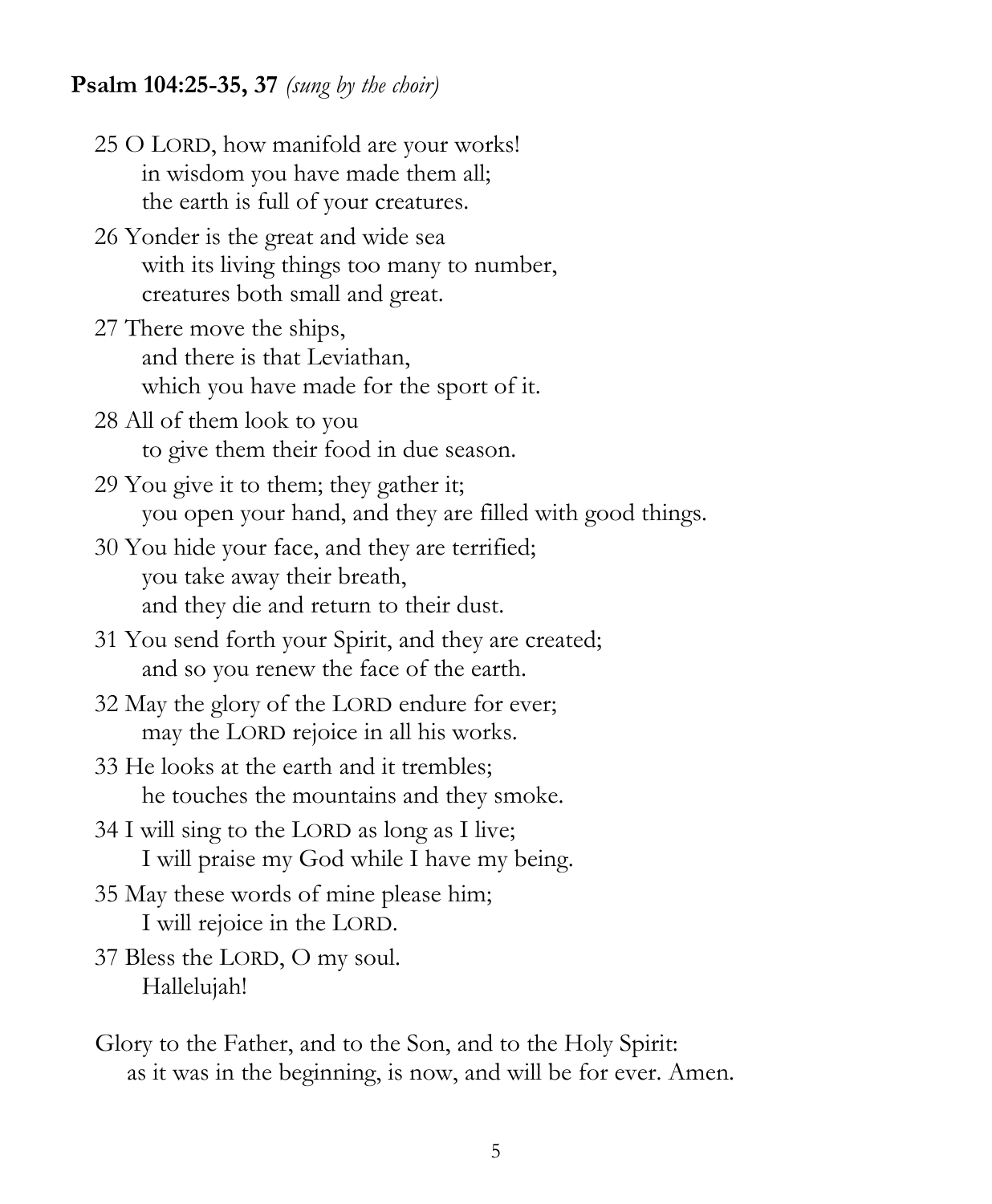**Psalm 104:25-35, 37** *(sung by the choir)*

25 O LORD, how manifold are your works!  
in wisdom you have made them all;  
the earth is full of your creatures.

26 Yonder is the great and wide sea  
with its living things too many to number,  
creatures both small and great.

27 There move the ships,  
and there is that Leviathan,  
which you have made for the sport of it.

28 All of them look to you  
to give them their food in due season.

29 You give it to them; they gather it;  
you open your hand, and they are filled with good things.

30 You hide your face, and they are terrified;  
you take away their breath,  
and they die and return to their dust.

31 You send forth your Spirit, and they are created;  
and so you renew the face of the earth.

32 May the glory of the LORD endure for ever;  
may the LORD rejoice in all his works.

33 He looks at the earth and it trembles;  
he touches the mountains and they smoke.

34 I will sing to the LORD as long as I live;  
I will praise my God while I have my being.

35 May these words of mine please him;  
I will rejoice in the LORD.

37 Bless the LORD, O my soul.  
Hallelujah!

Glory to the Father, and to the Son, and to the Holy Spirit:  
as it was in the beginning, is now, and will be for ever. Amen.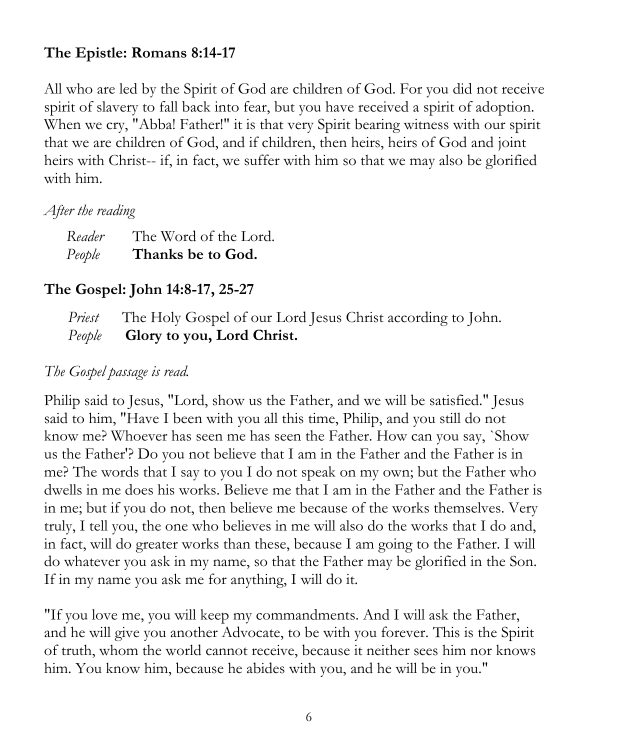### The Epistle: Romans 8:14-17

All who are led by the Spirit of God are children of God. For you did not receive spirit of slavery to fall back into fear, but you have received a spirit of adoption. When we cry, "Abba! Father!" it is that very Spirit bearing witness with our spirit that we are children of God, and if children, then heirs, heirs of God and joint heirs with Christ-- if, in fact, we suffer with him so that we may also be glorified with him.

*After the reading*

*Reader* The Word of the Lord.
*People* **Thanks be to God.**

### The Gospel: John 14:8-17, 25-27

*Priest* The Holy Gospel of our Lord Jesus Christ according to John.
*People* **Glory to you, Lord Christ.**

*The Gospel passage is read.*

Philip said to Jesus, "Lord, show us the Father, and we will be satisfied." Jesus said to him, "Have I been with you all this time, Philip, and you still do not know me? Whoever has seen me has seen the Father. How can you say, `Show us the Father'? Do you not believe that I am in the Father and the Father is in me? The words that I say to you I do not speak on my own; but the Father who dwells in me does his works. Believe me that I am in the Father and the Father is in me; but if you do not, then believe me because of the works themselves. Very truly, I tell you, the one who believes in me will also do the works that I do and, in fact, will do greater works than these, because I am going to the Father. I will do whatever you ask in my name, so that the Father may be glorified in the Son. If in my name you ask me for anything, I will do it.

"If you love me, you will keep my commandments. And I will ask the Father, and he will give you another Advocate, to be with you forever. This is the Spirit of truth, whom the world cannot receive, because it neither sees him nor knows him. You know him, because he abides with you, and he will be in you."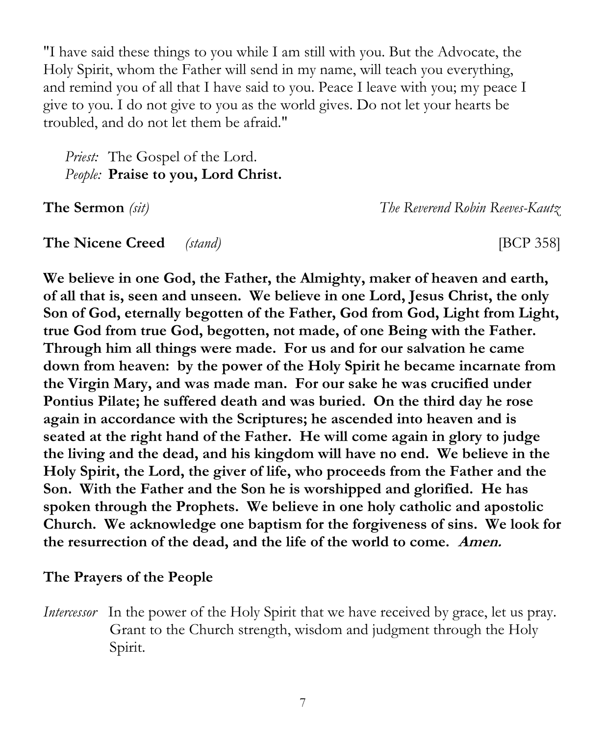"I have said these things to you while I am still with you. But the Advocate, the Holy Spirit, whom the Father will send in my name, will teach you everything, and remind you of all that I have said to you. Peace I leave with you; my peace I give to you. I do not give to you as the world gives. Do not let your hearts be troubled, and do not let them be afraid."

*Priest:* The Gospel of the Lord.
*People:* **Praise to you, Lord Christ.**

**The Sermon** *(sit)* *The Reverend Robin Reeves-Kautz*

**The Nicene Creed** *(stand)* [BCP 358]

**We believe in one God, the Father, the Almighty, maker of heaven and earth, of all that is, seen and unseen. We believe in one Lord, Jesus Christ, the only Son of God, eternally begotten of the Father, God from God, Light from Light, true God from true God, begotten, not made, of one Being with the Father. Through him all things were made. For us and for our salvation he came down from heaven: by the power of the Holy Spirit he became incarnate from the Virgin Mary, and was made man. For our sake he was crucified under Pontius Pilate; he suffered death and was buried. On the third day he rose again in accordance with the Scriptures; he ascended into heaven and is seated at the right hand of the Father. He will come again in glory to judge the living and the dead, and his kingdom will have no end. We believe in the Holy Spirit, the Lord, the giver of life, who proceeds from the Father and the Son. With the Father and the Son he is worshipped and glorified. He has spoken through the Prophets. We believe in one holy catholic and apostolic Church. We acknowledge one baptism for the forgiveness of sins. We look for the resurrection of the dead, and the life of the world to come. *Amen.***

**The Prayers of the People**

*Intercessor* In the power of the Holy Spirit that we have received by grace, let us pray. Grant to the Church strength, wisdom and judgment through the Holy Spirit.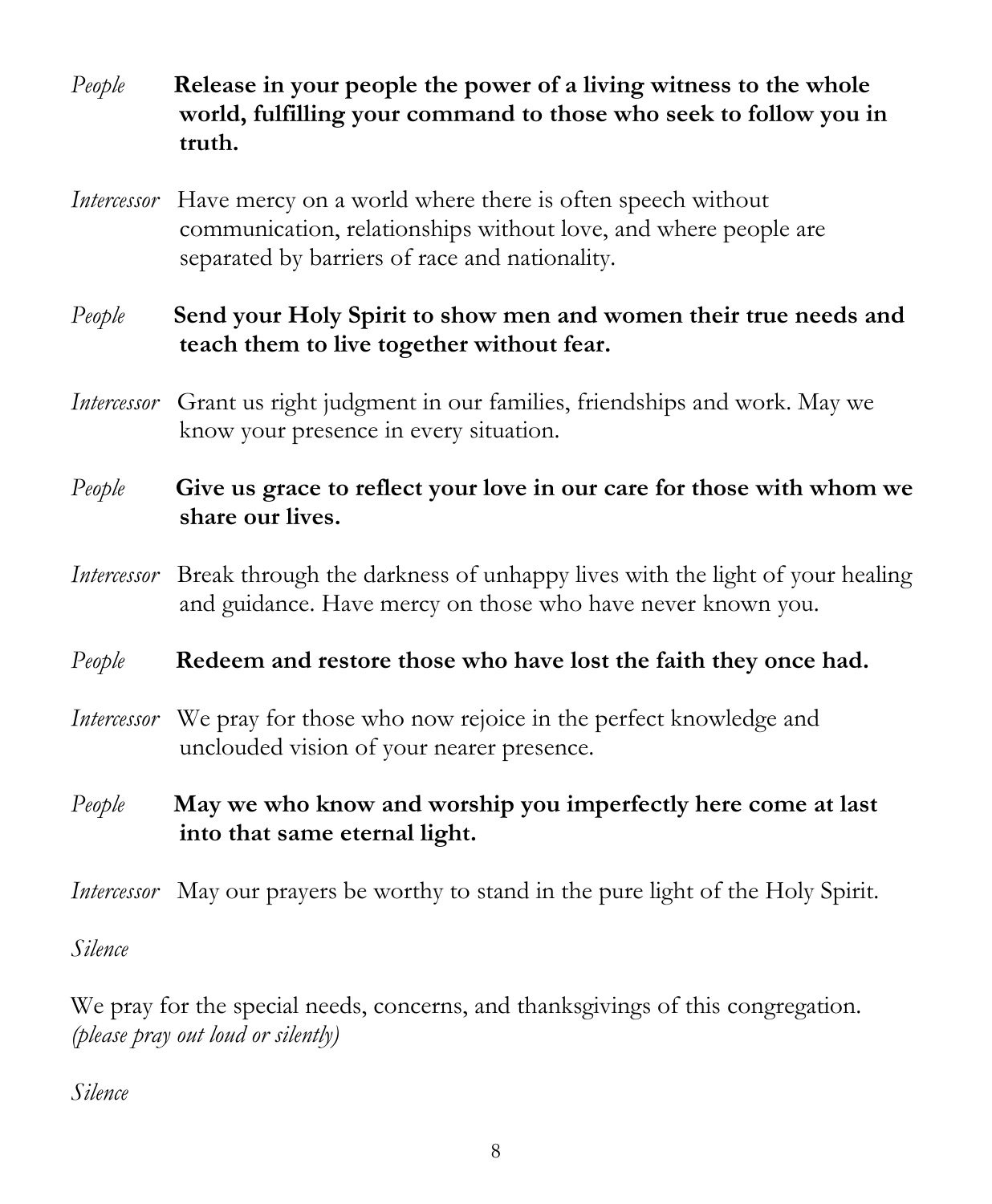*People* **Release in your people the power of a living witness to the whole world, fulfilling your command to those who seek to follow you in truth.**

*Intercessor* Have mercy on a world where there is often speech without communication, relationships without love, and where people are separated by barriers of race and nationality.

*People* **Send your Holy Spirit to show men and women their true needs and teach them to live together without fear.**

*Intercessor* Grant us right judgment in our families, friendships and work. May we know your presence in every situation.

*People* **Give us grace to reflect your love in our care for those with whom we share our lives.**

*Intercessor* Break through the darkness of unhappy lives with the light of your healing and guidance. Have mercy on those who have never known you.

*People* **Redeem and restore those who have lost the faith they once had.**

*Intercessor* We pray for those who now rejoice in the perfect knowledge and unclouded vision of your nearer presence.

*People* **May we who know and worship you imperfectly here come at last into that same eternal light.**

*Intercessor* May our prayers be worthy to stand in the pure light of the Holy Spirit.

*Silence*

We pray for the special needs, concerns, and thanksgivings of this congregation.
*(please pray out loud or silently)*

*Silence*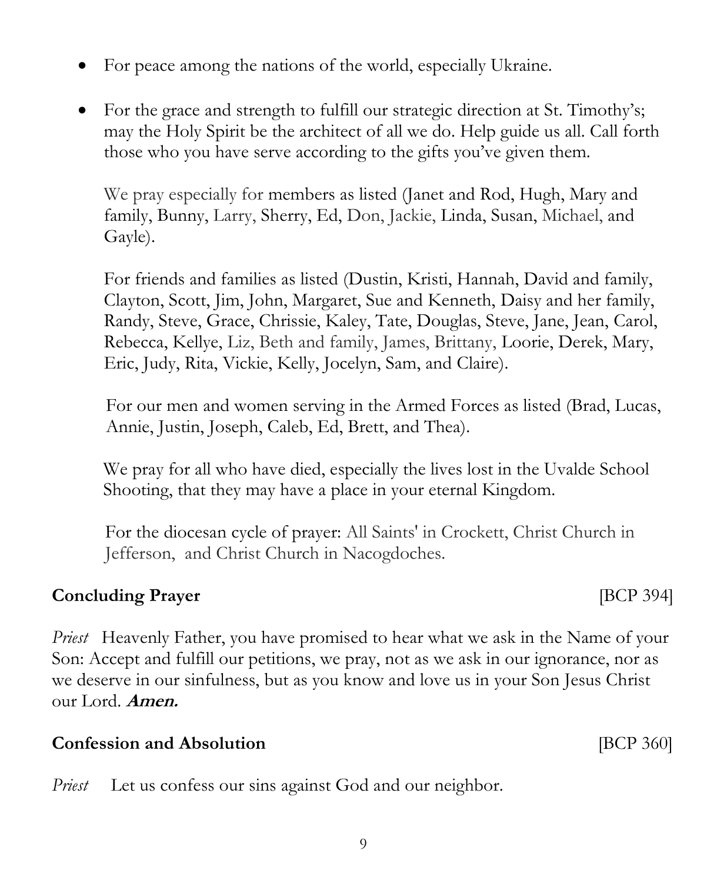- For peace among the nations of the world, especially Ukraine.
- For the grace and strength to fulfill our strategic direction at St. Timothy's; may the Holy Spirit be the architect of all we do. Help guide us all. Call forth those who you have serve according to the gifts you've given them.

  We pray especially for members as listed (Janet and Rod, Hugh, Mary and family, Bunny, Larry, Sherry, Ed, Don, Jackie, Linda, Susan, Michael, and Gayle).

  For friends and families as listed (Dustin, Kristi, Hannah, David and family, Clayton, Scott, Jim, John, Margaret, Sue and Kenneth, Daisy and her family, Randy, Steve, Grace, Chrissie, Kaley, Tate, Douglas, Steve, Jane, Jean, Carol, Rebecca, Kellye, Liz, Beth and family, James, Brittany, Loorie, Derek, Mary, Eric, Judy, Rita, Vickie, Kelly, Jocelyn, Sam, and Claire).

  For our men and women serving in the Armed Forces as listed (Brad, Lucas, Annie, Justin, Joseph, Caleb, Ed, Brett, and Thea).

  We pray for all who have died, especially the lives lost in the Uvalde School Shooting, that they may have a place in your eternal Kingdom.

  For the diocesan cycle of prayer: All Saints' in Crockett, Christ Church in Jefferson, and Christ Church in Nacogdoches.

**Concluding Prayer** [BCP 394]

*Priest* Heavenly Father, you have promised to hear what we ask in the Name of your Son: Accept and fulfill our petitions, we pray, not as we ask in our ignorance, nor as we deserve in our sinfulness, but as you know and love us in your Son Jesus Christ our Lord. ***Amen.***

**Confession and Absolution** [BCP 360]

*Priest* Let us confess our sins against God and our neighbor.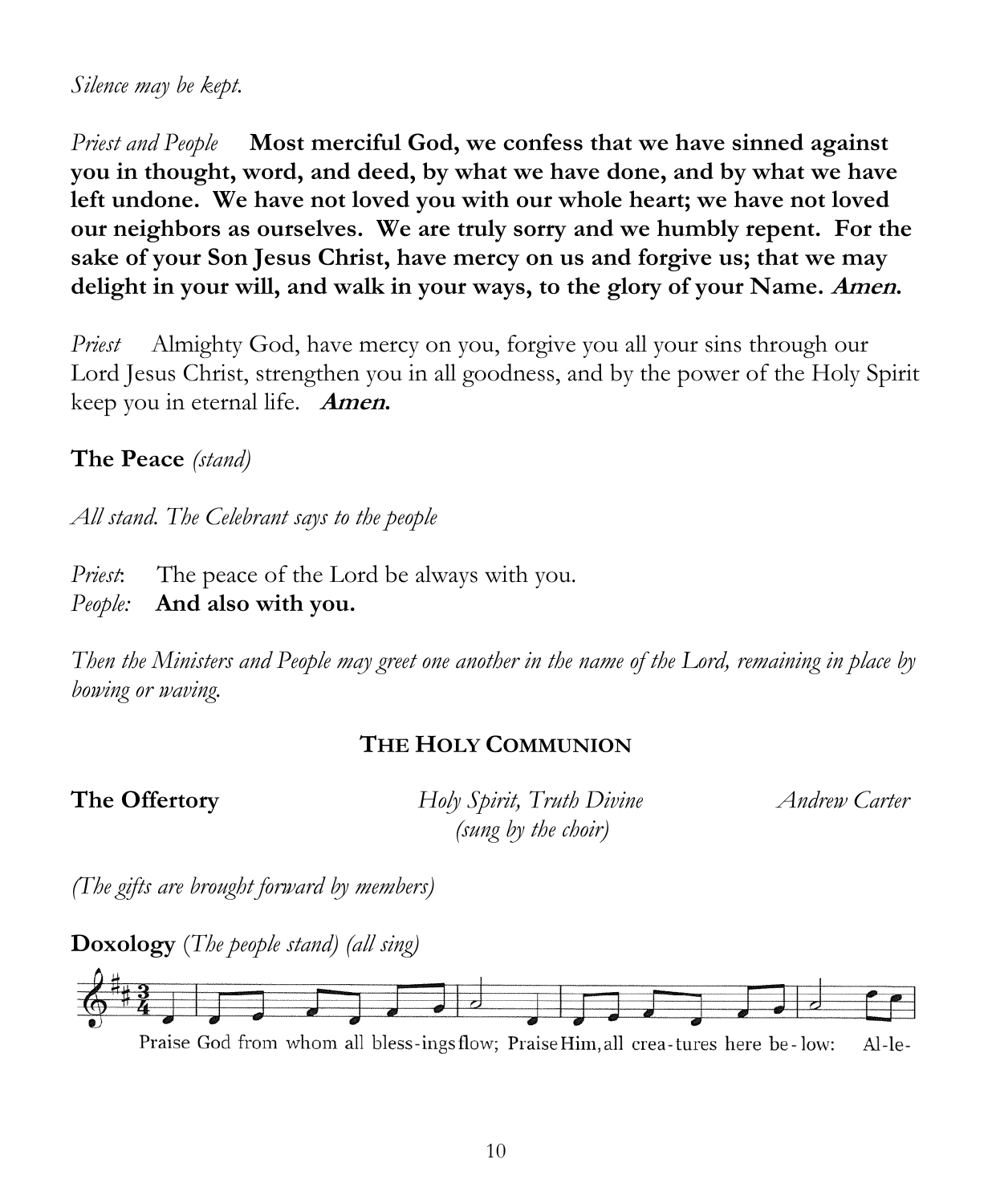*Silence may be kept.*

*Priest and People* **Most merciful God, we confess that we have sinned against you in thought, word, and deed, by what we have done, and by what we have left undone. We have not loved you with our whole heart; we have not loved our neighbors as ourselves. We are truly sorry and we humbly repent. For the sake of your Son Jesus Christ, have mercy on us and forgive us; that we may delight in your will, and walk in your ways, to the glory of your Name. *Amen.***

*Priest* Almighty God, have mercy on you, forgive you all your sins through our Lord Jesus Christ, strengthen you in all goodness, and by the power of the Holy Spirit keep you in eternal life. ***Amen.***

**The Peace** *(stand)*

*All stand. The Celebrant says to the people*

*Priest*: The peace of the Lord be always with you.
*People:* **And also with you.**

*Then the Ministers and People may greet one another in the name of the Lord, remaining in place by bowing or waving.*

## THE HOLY COMMUNION

**The Offertory** *Holy Spirit, Truth Divine* *Andrew Carter*
*(sung by the choir)*

*(The gifts are brought forward by members)*

**Doxology** *(The people stand) (all sing)*

Praise God from whom all bless-ings flow; Praise Him, all crea-tures here be-low: Al-le-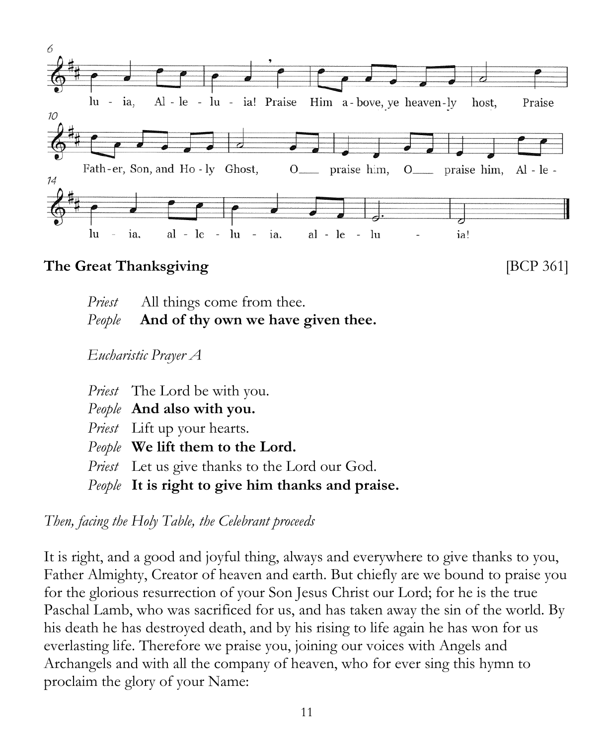lu - ia, Al - le - lu - ia! Praise Him a - bove, ye heaven - ly host, Praise Fath - er, Son, and Ho - ly Ghost, O praise him, O praise him, Al - le - lu - ia, al - le - lu - ia, al - le - lu - ia!

**The Great Thanksgiving** [BCP 361]

*Priest* All things come from thee.
*People* **And of thy own we have given thee.**

*Eucharistic Prayer A*

*Priest* The Lord be with you.
*People* **And also with you.**
*Priest* Lift up your hearts.
*People* **We lift them to the Lord.**
*Priest* Let us give thanks to the Lord our God.
*People* **It is right to give him thanks and praise.**

*Then, facing the Holy Table, the Celebrant proceeds*

It is right, and a good and joyful thing, always and everywhere to give thanks to you, Father Almighty, Creator of heaven and earth. But chiefly are we bound to praise you for the glorious resurrection of your Son Jesus Christ our Lord; for he is the true Paschal Lamb, who was sacrificed for us, and has taken away the sin of the world. By his death he has destroyed death, and by his rising to life again he has won for us everlasting life. Therefore we praise you, joining our voices with Angels and Archangels and with all the company of heaven, who for ever sing this hymn to proclaim the glory of your Name: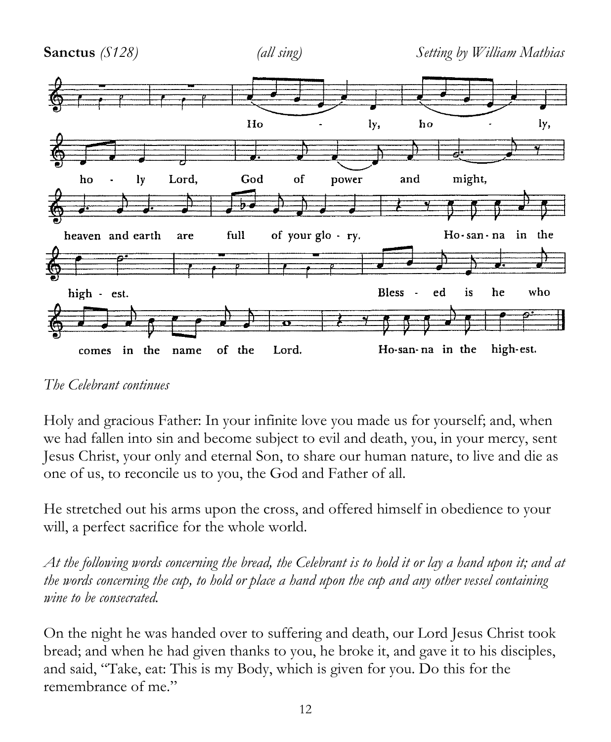**Sanctus** *(S128)* *(all sing)* *Setting by William Mathias*

Holy, holy, holy Lord, God of power and might, heaven and earth are full of your glory. Hosanna in the highest. Blessed is he who comes in the name of the Lord. Hosanna in the highest.

*The Celebrant continues*

Holy and gracious Father: In your infinite love you made us for yourself; and, when we had fallen into sin and become subject to evil and death, you, in your mercy, sent Jesus Christ, your only and eternal Son, to share our human nature, to live and die as one of us, to reconcile us to you, the God and Father of all.

He stretched out his arms upon the cross, and offered himself in obedience to your will, a perfect sacrifice for the whole world.

*At the following words concerning the bread, the Celebrant is to hold it or lay a hand upon it; and at the words concerning the cup, to hold or place a hand upon the cup and any other vessel containing wine to be consecrated.*

On the night he was handed over to suffering and death, our Lord Jesus Christ took bread; and when he had given thanks to you, he broke it, and gave it to his disciples, and said, "Take, eat: This is my Body, which is given for you. Do this for the remembrance of me."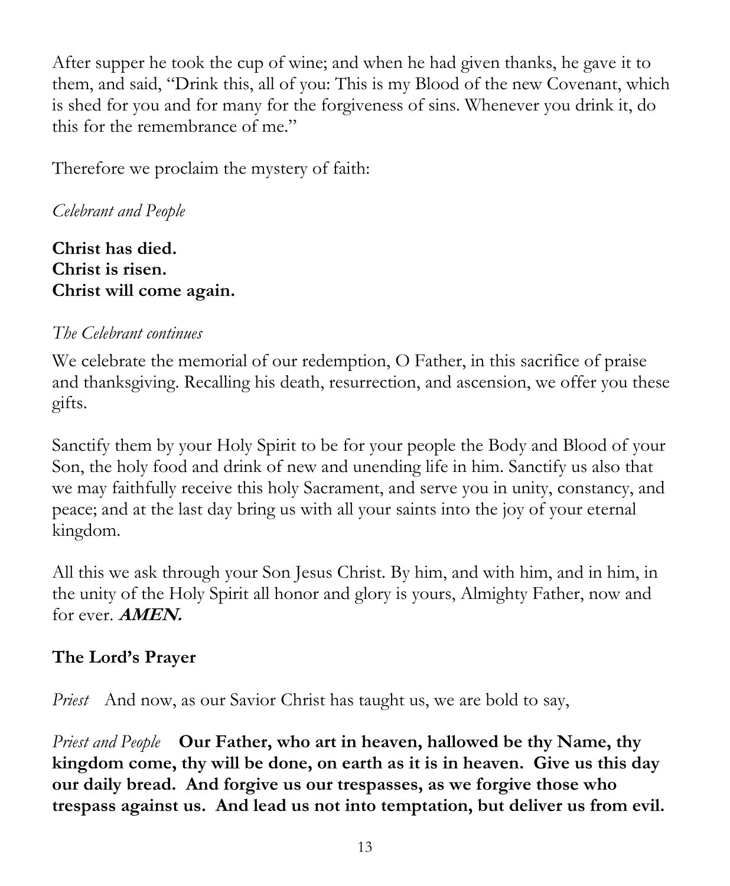After supper he took the cup of wine; and when he had given thanks, he gave it to them, and said, "Drink this, all of you: This is my Blood of the new Covenant, which is shed for you and for many for the forgiveness of sins. Whenever you drink it, do this for the remembrance of me."

Therefore we proclaim the mystery of faith:

*Celebrant and People*

**Christ has died.**
**Christ is risen.**
**Christ will come again.**

*The Celebrant continues*

We celebrate the memorial of our redemption, O Father, in this sacrifice of praise and thanksgiving. Recalling his death, resurrection, and ascension, we offer you these gifts.

Sanctify them by your Holy Spirit to be for your people the Body and Blood of your Son, the holy food and drink of new and unending life in him. Sanctify us also that we may faithfully receive this holy Sacrament, and serve you in unity, constancy, and peace; and at the last day bring us with all your saints into the joy of your eternal kingdom.

All this we ask through your Son Jesus Christ. By him, and with him, and in him, in the unity of the Holy Spirit all honor and glory is yours, Almighty Father, now and for ever. ***AMEN.***

**The Lord's Prayer**

*Priest* And now, as our Savior Christ has taught us, we are bold to say,

*Priest and People* **Our Father, who art in heaven, hallowed be thy Name, thy kingdom come, thy will be done, on earth as it is in heaven. Give us this day our daily bread. And forgive us our trespasses, as we forgive those who trespass against us. And lead us not into temptation, but deliver us from evil.**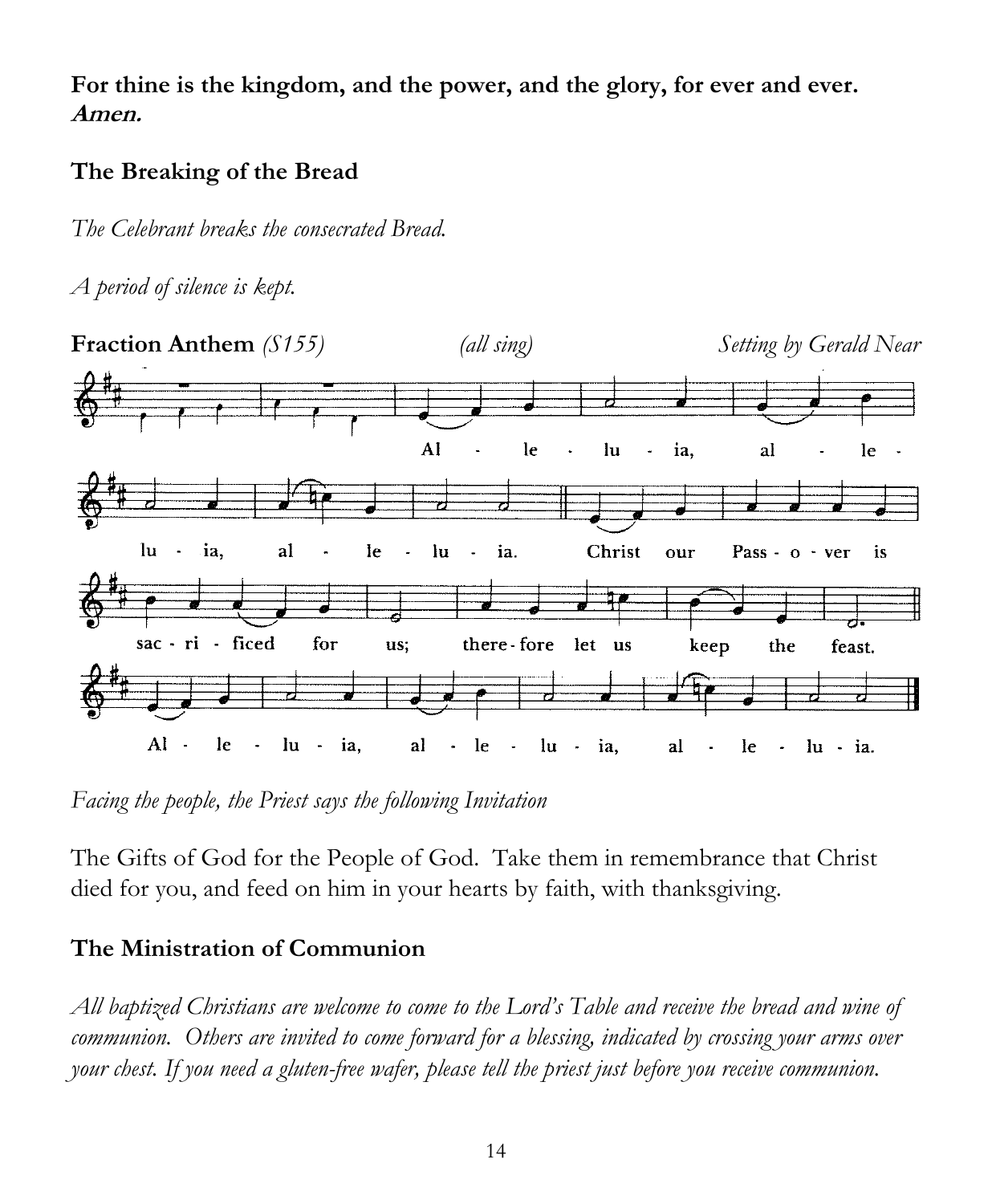**For thine is the kingdom, and the power, and the glory, for ever and ever.** ***Amen.***

### The Breaking of the Bread

*The Celebrant breaks the consecrated Bread.*

*A period of silence is kept.*

**Fraction Anthem** *(S155)* *(all sing)* *Setting by Gerald Near*

Alleluia, alleluia, alleluia.

Christ our Passover is sacrificed for us; therefore let us keep the feast.

Alleluia, alleluia, alleluia.

*Facing the people, the Priest says the following Invitation*

The Gifts of God for the People of God. Take them in remembrance that Christ died for you, and feed on him in your hearts by faith, with thanksgiving.

### The Ministration of Communion

*All baptized Christians are welcome to come to the Lord's Table and receive the bread and wine of communion. Others are invited to come forward for a blessing, indicated by crossing your arms over your chest. If you need a gluten-free wafer, please tell the priest just before you receive communion.*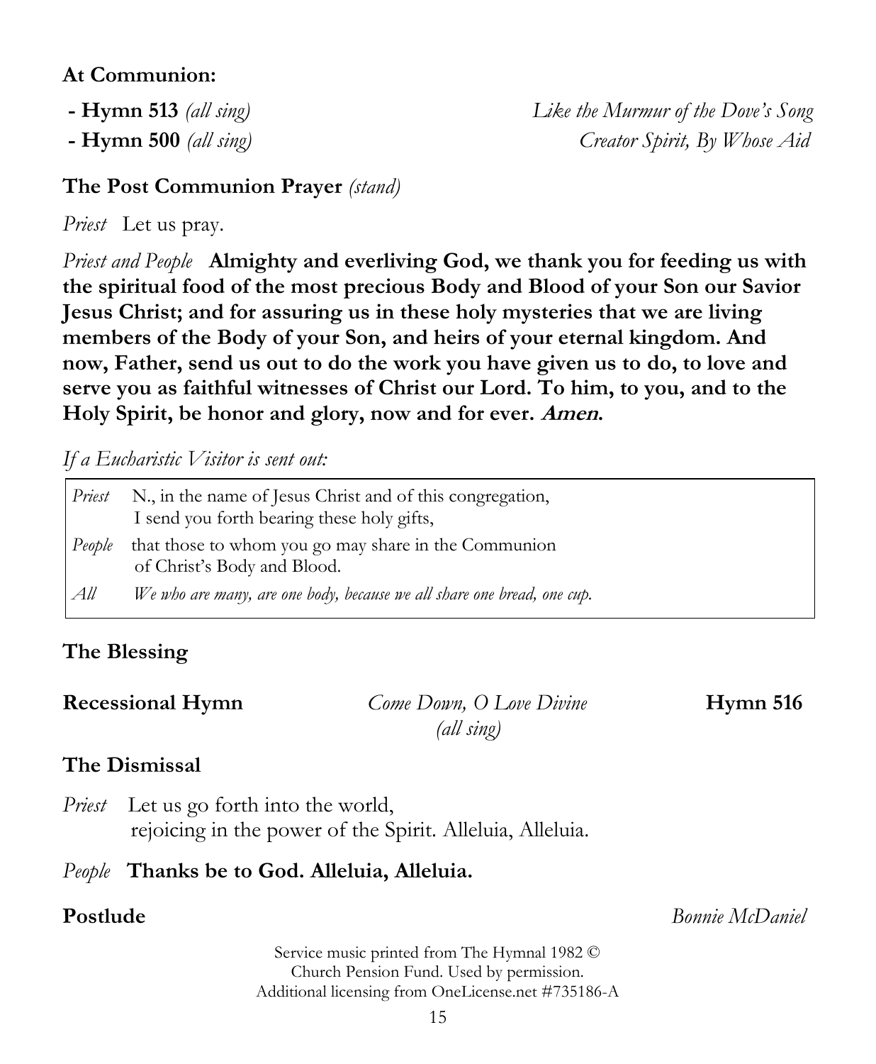**At Communion:**

- **Hymn 513** *(all sing)* *Like the Murmur of the Dove's Song*
- **Hymn 500** *(all sing)* *Creator Spirit, By Whose Aid*

**The Post Communion Prayer** *(stand)*

*Priest* Let us pray.

*Priest and People* **Almighty and everliving God, we thank you for feeding us with the spiritual food of the most precious Body and Blood of your Son our Savior Jesus Christ; and for assuring us in these holy mysteries that we are living members of the Body of your Son, and heirs of your eternal kingdom. And now, Father, send us out to do the work you have given us to do, to love and serve you as faithful witnesses of Christ our Lord. To him, to you, and to the Holy Spirit, be honor and glory, now and for ever. *Amen.***

*If a Eucharistic Visitor is sent out:*

> *Priest* N., in the name of Jesus Christ and of this congregation, I send you forth bearing these holy gifts,
>
> *People* that those to whom you go may share in the Communion of Christ's Body and Blood.
>
> *All* *We who are many, are one body, because we all share one bread, one cup.*

**The Blessing**

**Recessional Hymn** *Come Down, O Love Divine* *(all sing)* **Hymn 516**

**The Dismissal**

*Priest* Let us go forth into the world, rejoicing in the power of the Spirit. Alleluia, Alleluia.

*People* **Thanks be to God. Alleluia, Alleluia.**

**Postlude** *Bonnie McDaniel*

Service music printed from The Hymnal 1982 © Church Pension Fund. Used by permission.
Additional licensing from OneLicense.net #735186-A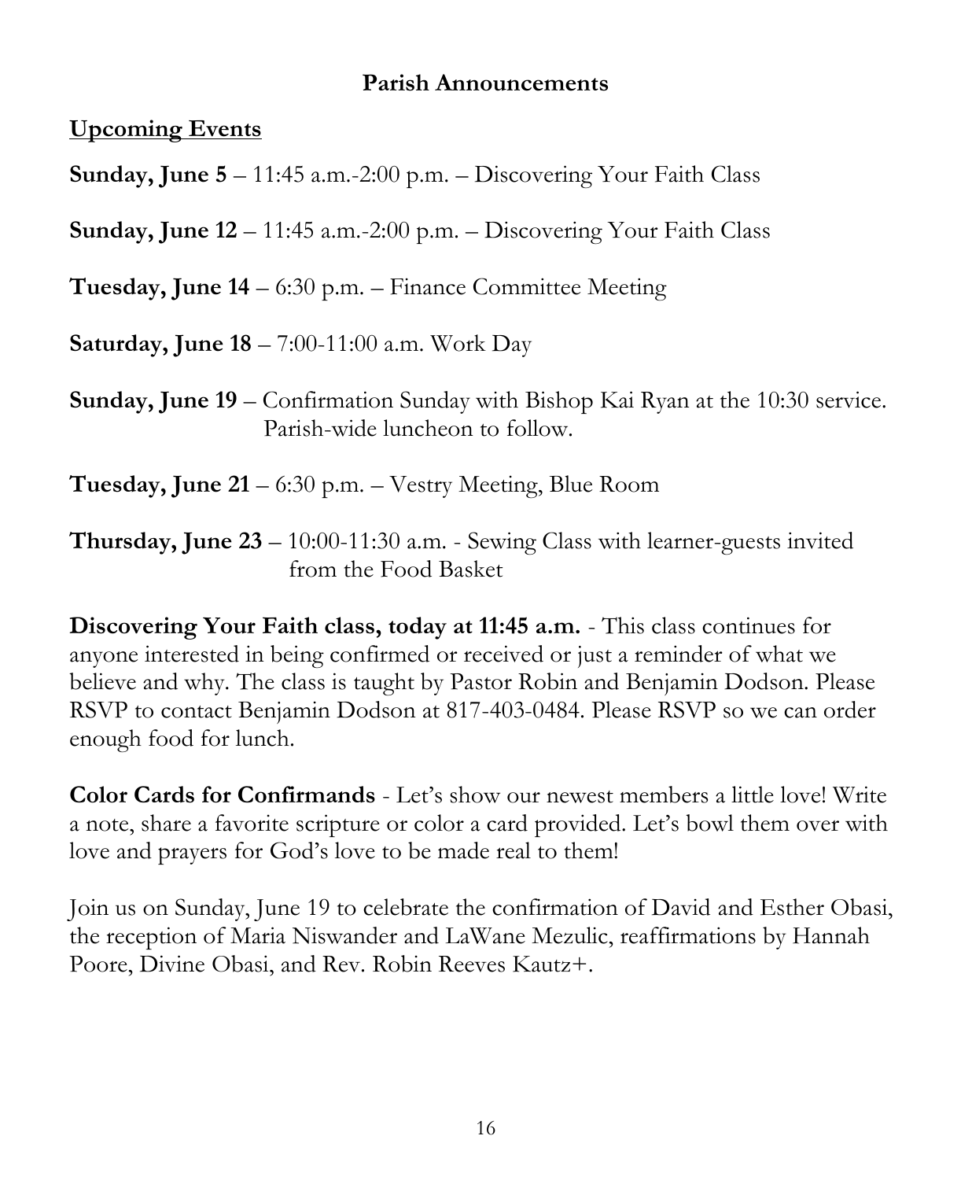# Parish Announcements

## Upcoming Events

**Sunday, June 5** – 11:45 a.m.-2:00 p.m. – Discovering Your Faith Class

**Sunday, June 12** – 11:45 a.m.-2:00 p.m. – Discovering Your Faith Class

**Tuesday, June 14** – 6:30 p.m. – Finance Committee Meeting

**Saturday, June 18** – 7:00-11:00 a.m. Work Day

**Sunday, June 19** – Confirmation Sunday with Bishop Kai Ryan at the 10:30 service. Parish-wide luncheon to follow.

**Tuesday, June 21** – 6:30 p.m. – Vestry Meeting, Blue Room

**Thursday, June 23** – 10:00-11:30 a.m. - Sewing Class with learner-guests invited from the Food Basket

**Discovering Your Faith class, today at 11:45 a.m.** - This class continues for anyone interested in being confirmed or received or just a reminder of what we believe and why. The class is taught by Pastor Robin and Benjamin Dodson. Please RSVP to contact Benjamin Dodson at 817-403-0484. Please RSVP so we can order enough food for lunch.

**Color Cards for Confirmands** - Let's show our newest members a little love! Write a note, share a favorite scripture or color a card provided. Let's bowl them over with love and prayers for God's love to be made real to them!

Join us on Sunday, June 19 to celebrate the confirmation of David and Esther Obasi, the reception of Maria Niswander and LaWane Mezulic, reaffirmations by Hannah Poore, Divine Obasi, and Rev. Robin Reeves Kautz+.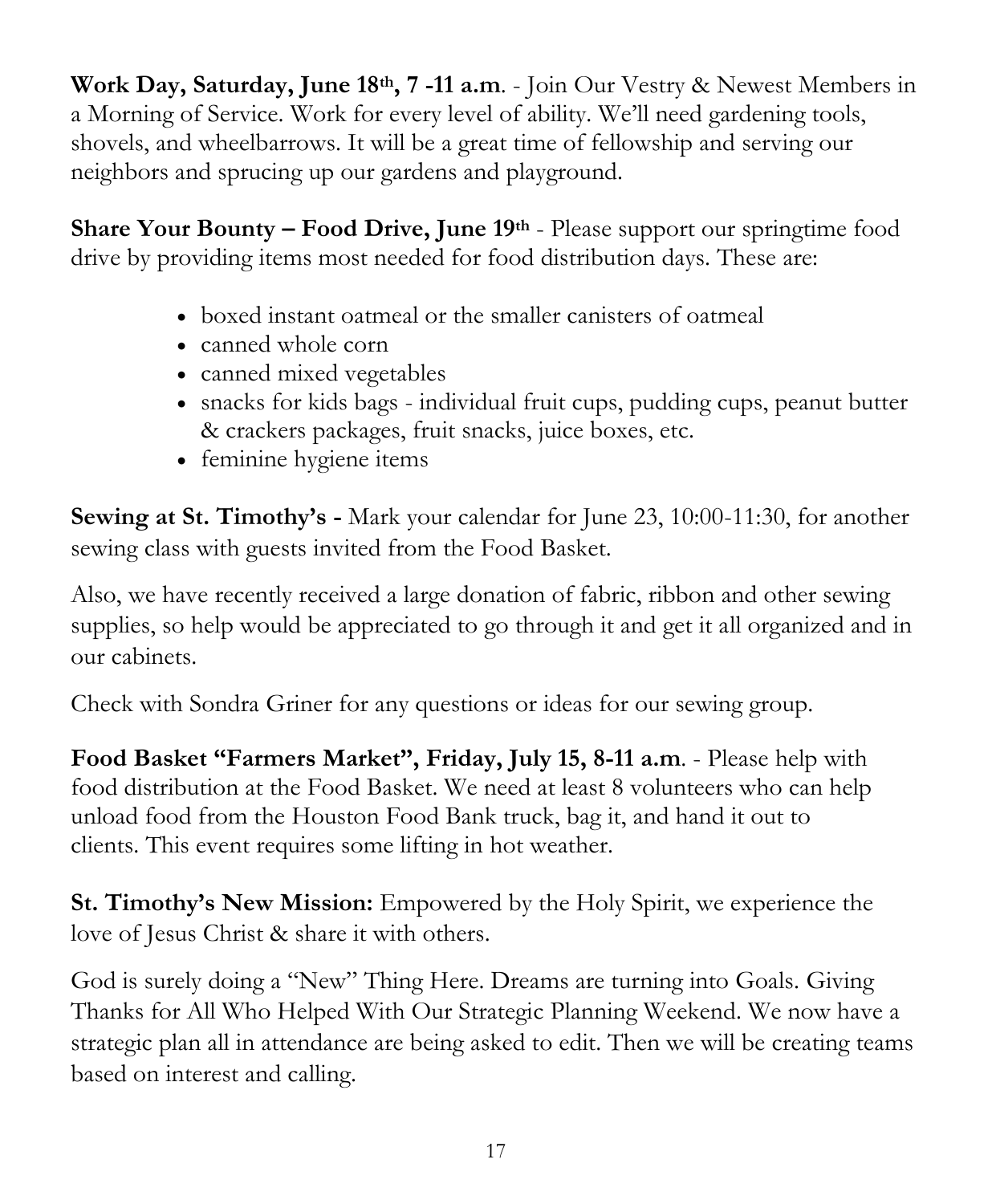**Work Day, Saturday, June 18th, 7 -11 a.m**. - Join Our Vestry & Newest Members in a Morning of Service. Work for every level of ability. We'll need gardening tools, shovels, and wheelbarrows. It will be a great time of fellowship and serving our neighbors and sprucing up our gardens and playground.

**Share Your Bounty – Food Drive, June 19th** - Please support our springtime food drive by providing items most needed for food distribution days. These are:

- boxed instant oatmeal or the smaller canisters of oatmeal
- canned whole corn
- canned mixed vegetables
- snacks for kids bags - individual fruit cups, pudding cups, peanut butter & crackers packages, fruit snacks, juice boxes, etc.
- feminine hygiene items

**Sewing at St. Timothy's -** Mark your calendar for June 23, 10:00-11:30, for another sewing class with guests invited from the Food Basket.

Also, we have recently received a large donation of fabric, ribbon and other sewing supplies, so help would be appreciated to go through it and get it all organized and in our cabinets.

Check with Sondra Griner for any questions or ideas for our sewing group.

**Food Basket "Farmers Market", Friday, July 15, 8-11 a.m**. - Please help with food distribution at the Food Basket. We need at least 8 volunteers who can help unload food from the Houston Food Bank truck, bag it, and hand it out to clients. This event requires some lifting in hot weather.

**St. Timothy's New Mission:** Empowered by the Holy Spirit, we experience the love of Jesus Christ & share it with others.

God is surely doing a "New" Thing Here. Dreams are turning into Goals. Giving Thanks for All Who Helped With Our Strategic Planning Weekend. We now have a strategic plan all in attendance are being asked to edit. Then we will be creating teams based on interest and calling.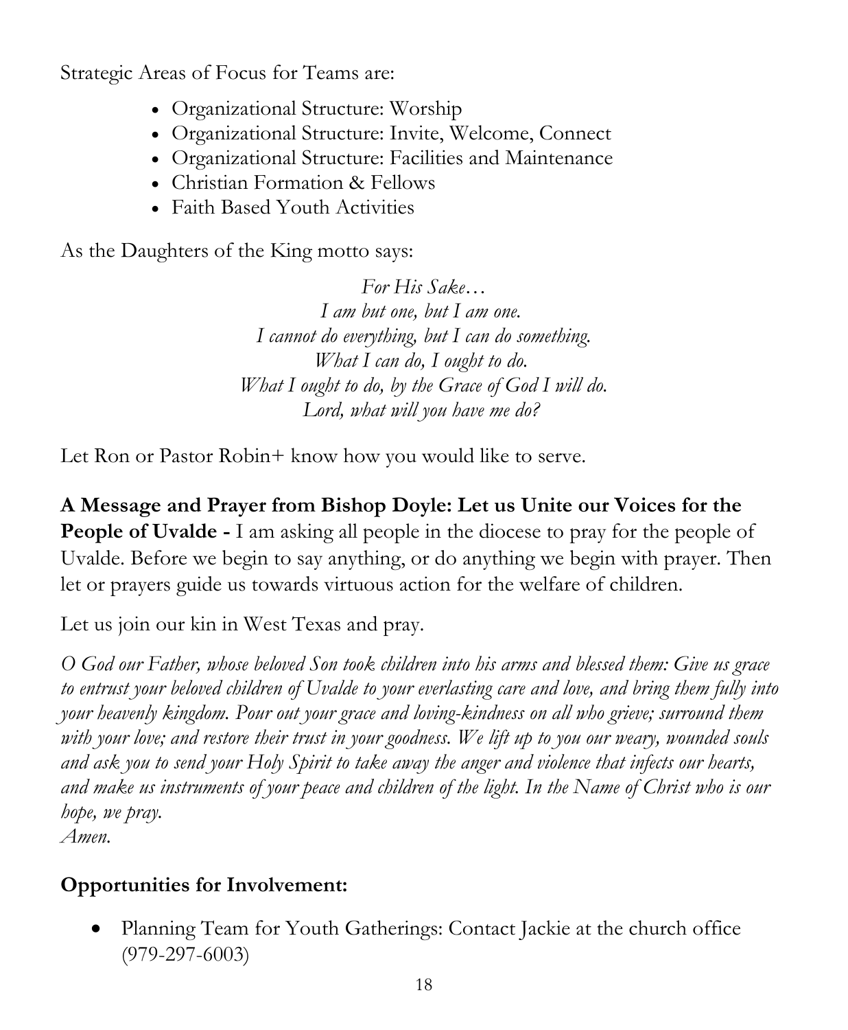Strategic Areas of Focus for Teams are:

- Organizational Structure: Worship
- Organizational Structure: Invite, Welcome, Connect
- Organizational Structure: Facilities and Maintenance
- Christian Formation & Fellows
- Faith Based Youth Activities

As the Daughters of the King motto says:

*For His Sake…*
*I am but one, but I am one.*
*I cannot do everything, but I can do something.*
*What I can do, I ought to do.*
*What I ought to do, by the Grace of God I will do.*
*Lord, what will you have me do?*

Let Ron or Pastor Robin+ know how you would like to serve.

**A Message and Prayer from Bishop Doyle: Let us Unite our Voices for the People of Uvalde -** I am asking all people in the diocese to pray for the people of Uvalde. Before we begin to say anything, or do anything we begin with prayer. Then let or prayers guide us towards virtuous action for the welfare of children.

Let us join our kin in West Texas and pray.

*O God our Father, whose beloved Son took children into his arms and blessed them: Give us grace to entrust your beloved children of Uvalde to your everlasting care and love, and bring them fully into your heavenly kingdom. Pour out your grace and loving-kindness on all who grieve; surround them with your love; and restore their trust in your goodness. We lift up to you our weary, wounded souls and ask you to send your Holy Spirit to take away the anger and violence that infects our hearts, and make us instruments of your peace and children of the light. In the Name of Christ who is our hope, we pray.*
*Amen.*

## Opportunities for Involvement:

- Planning Team for Youth Gatherings: Contact Jackie at the church office (979-297-6003)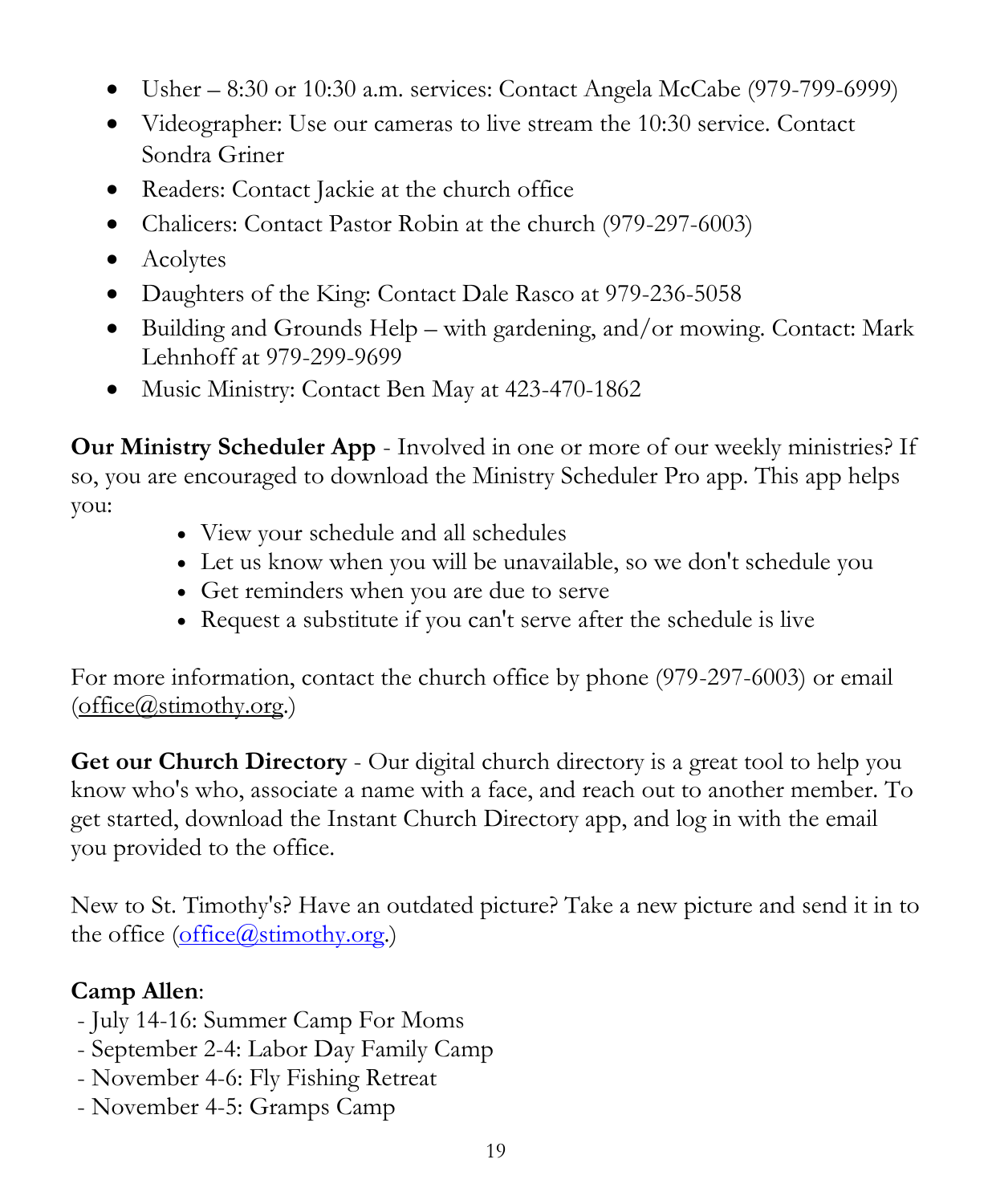- Usher – 8:30 or 10:30 a.m. services: Contact Angela McCabe (979-799-6999)
- Videographer: Use our cameras to live stream the 10:30 service. Contact Sondra Griner
- Readers: Contact Jackie at the church office
- Chalicers: Contact Pastor Robin at the church (979-297-6003)
- Acolytes
- Daughters of the King: Contact Dale Rasco at 979-236-5058
- Building and Grounds Help – with gardening, and/or mowing. Contact: Mark Lehnhoff at 979-299-9699
- Music Ministry: Contact Ben May at 423-470-1862

**Our Ministry Scheduler App** - Involved in one or more of our weekly ministries? If so, you are encouraged to download the Ministry Scheduler Pro app. This app helps you:

- View your schedule and all schedules
- Let us know when you will be unavailable, so we don't schedule you
- Get reminders when you are due to serve
- Request a substitute if you can't serve after the schedule is live

For more information, contact the church office by phone (979-297-6003) or email (office@stimothy.org.)

**Get our Church Directory** - Our digital church directory is a great tool to help you know who's who, associate a name with a face, and reach out to another member. To get started, download the Instant Church Directory app, and log in with the email you provided to the office.

New to St. Timothy's? Have an outdated picture? Take a new picture and send it in to the office (office@stimothy.org.)

**Camp Allen**:
- July 14-16: Summer Camp For Moms
- September 2-4: Labor Day Family Camp
- November 4-6: Fly Fishing Retreat
- November 4-5: Gramps Camp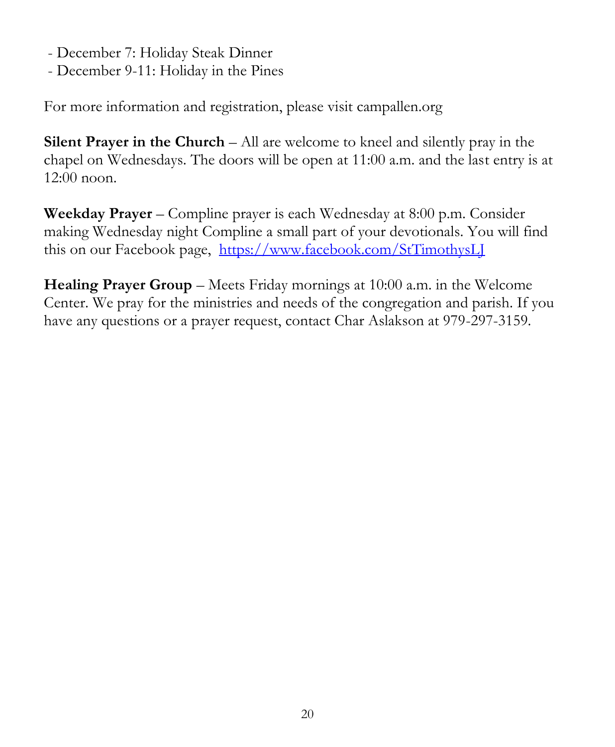- December 7: Holiday Steak Dinner
- December 9-11: Holiday in the Pines

For more information and registration, please visit campallen.org

**Silent Prayer in the Church** – All are welcome to kneel and silently pray in the chapel on Wednesdays. The doors will be open at 11:00 a.m. and the last entry is at 12:00 noon.

**Weekday Prayer** – Compline prayer is each Wednesday at 8:00 p.m. Consider making Wednesday night Compline a small part of your devotionals. You will find this on our Facebook page, [https://www.facebook.com/StTimothysLJ](https://www.facebook.com/StTimothysLJ)

**Healing Prayer Group** – Meets Friday mornings at 10:00 a.m. in the Welcome Center. We pray for the ministries and needs of the congregation and parish. If you have any questions or a prayer request, contact Char Aslakson at 979-297-3159.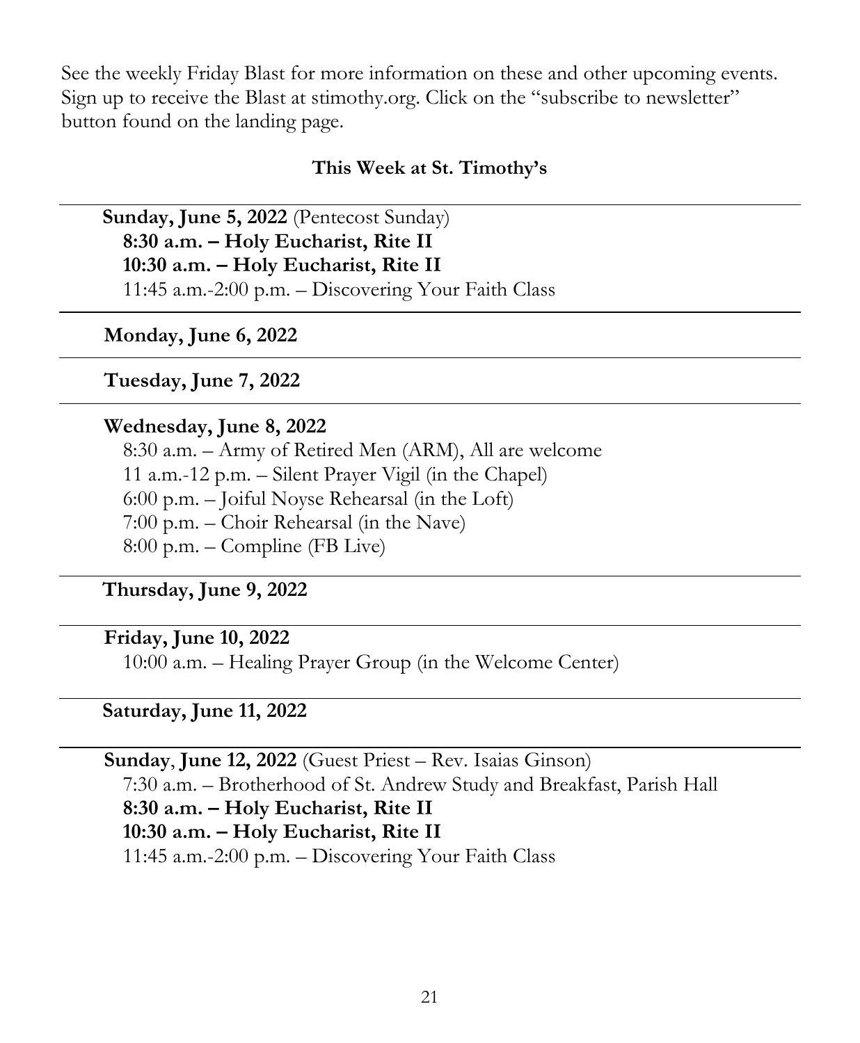See the weekly Friday Blast for more information on these and other upcoming events. Sign up to receive the Blast at stimothy.org. Click on the "subscribe to newsletter" button found on the landing page.

## This Week at St. Timothy's

---

**Sunday, June 5, 2022** (Pentecost Sunday)
**8:30 a.m. – Holy Eucharist, Rite II**
**10:30 a.m. – Holy Eucharist, Rite II**
11:45 a.m.-2:00 p.m. – Discovering Your Faith Class

---

**Monday, June 6, 2022**

---

**Tuesday, June 7, 2022**

---

**Wednesday, June 8, 2022**
8:30 a.m. – Army of Retired Men (ARM), All are welcome
11 a.m.-12 p.m. – Silent Prayer Vigil (in the Chapel)
6:00 p.m. – Joiful Noyse Rehearsal (in the Loft)
7:00 p.m. – Choir Rehearsal (in the Nave)
8:00 p.m. – Compline (FB Live)

---

**Thursday, June 9, 2022**

---

**Friday, June 10, 2022**
10:00 a.m. – Healing Prayer Group (in the Welcome Center)

---

**Saturday, June 11, 2022**

---

**Sunday**, **June 12, 2022** (Guest Priest – Rev. Isaias Ginson)
7:30 a.m. – Brotherhood of St. Andrew Study and Breakfast, Parish Hall
**8:30 a.m. – Holy Eucharist, Rite II**
**10:30 a.m. – Holy Eucharist, Rite II**
11:45 a.m.-2:00 p.m. – Discovering Your Faith Class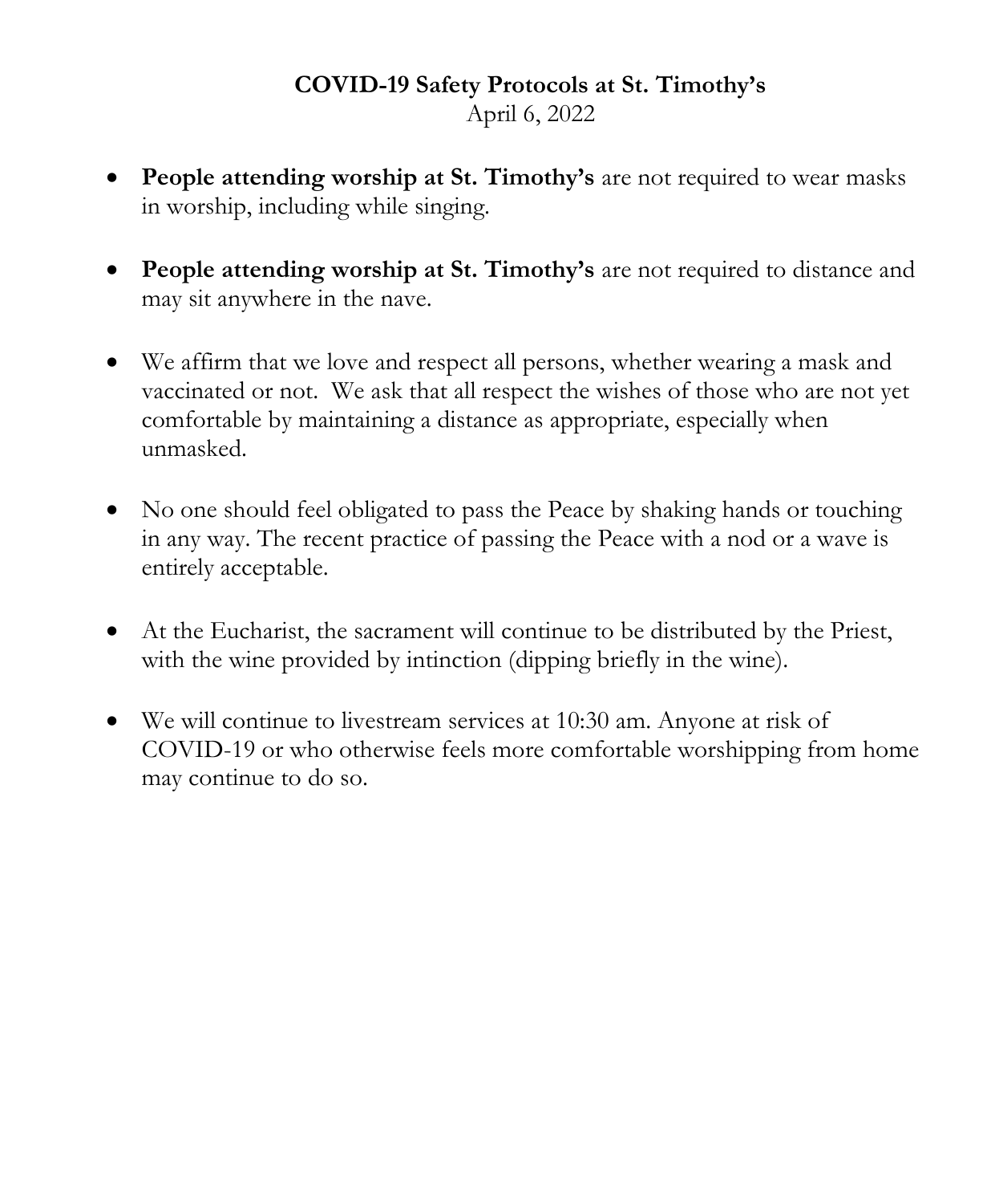**COVID-19 Safety Protocols at St. Timothy's**

April 6, 2022

- **People attending worship at St. Timothy's** are not required to wear masks in worship, including while singing.
- **People attending worship at St. Timothy's** are not required to distance and may sit anywhere in the nave.
- We affirm that we love and respect all persons, whether wearing a mask and vaccinated or not. We ask that all respect the wishes of those who are not yet comfortable by maintaining a distance as appropriate, especially when unmasked.
- No one should feel obligated to pass the Peace by shaking hands or touching in any way. The recent practice of passing the Peace with a nod or a wave is entirely acceptable.
- At the Eucharist, the sacrament will continue to be distributed by the Priest, with the wine provided by intinction (dipping briefly in the wine).
- We will continue to livestream services at 10:30 am. Anyone at risk of COVID-19 or who otherwise feels more comfortable worshipping from home may continue to do so.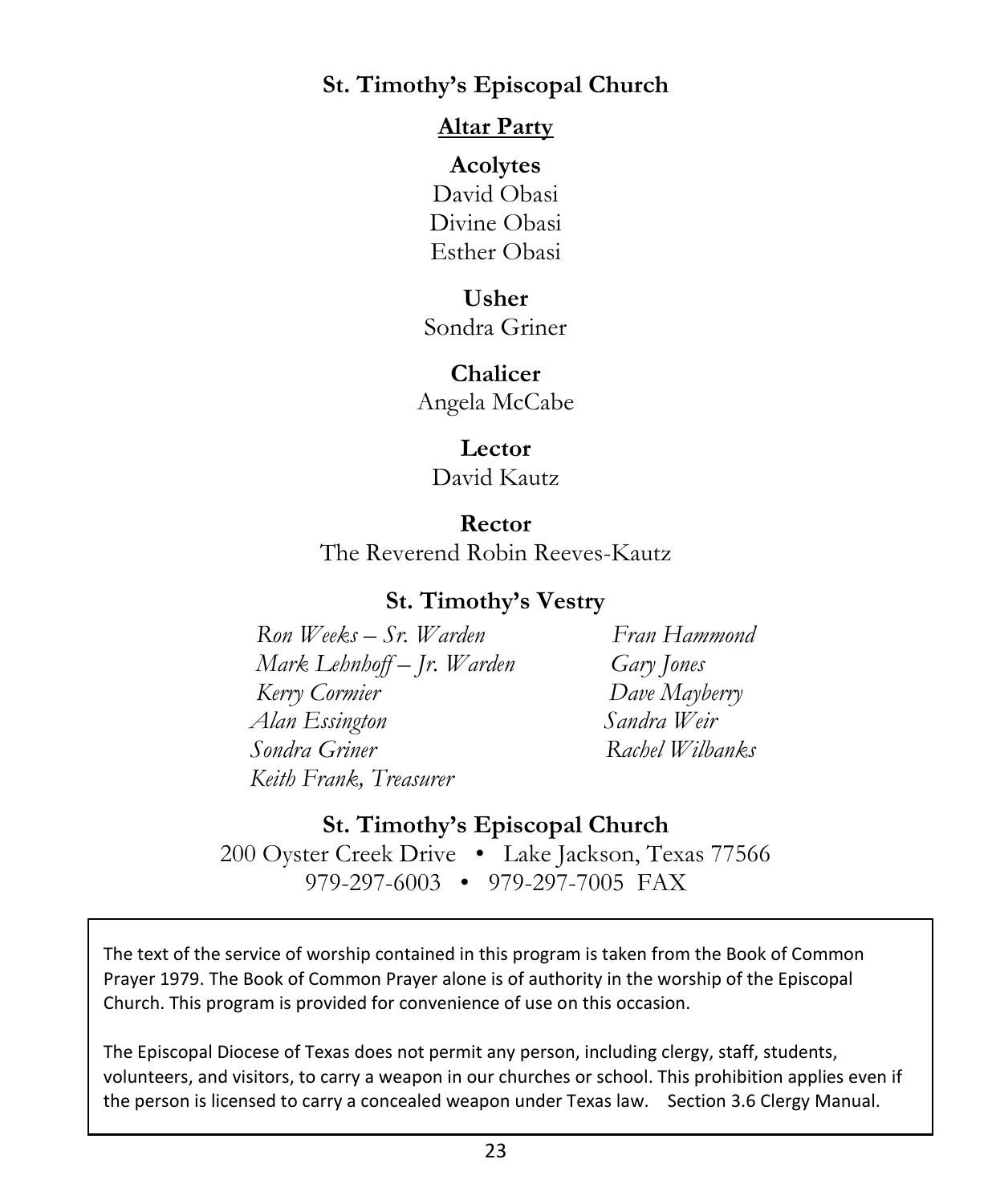## St. Timothy's Episcopal Church

### Altar Party

**Acolytes**

David Obasi
Divine Obasi
Esther Obasi

**Usher**

Sondra Griner

**Chalicer**

Angela McCabe

**Lector**

David Kautz

**Rector**

The Reverend Robin Reeves-Kautz

### St. Timothy's Vestry

*Ron Weeks – Sr. Warden*
*Mark Lehnhoff – Jr. Warden*
*Kerry Cormier*
*Alan Essington*
*Sondra Griner*
*Keith Frank, Treasurer*
*Fran Hammond*
*Gary Jones*
*Dave Mayberry*
*Sandra Weir*
*Rachel Wilbanks*

### St. Timothy's Episcopal Church

200 Oyster Creek Drive • Lake Jackson, Texas 77566
979-297-6003 • 979-297-7005 FAX

The text of the service of worship contained in this program is taken from the Book of Common Prayer 1979. The Book of Common Prayer alone is of authority in the worship of the Episcopal Church. This program is provided for convenience of use on this occasion.

The Episcopal Diocese of Texas does not permit any person, including clergy, staff, students, volunteers, and visitors, to carry a weapon in our churches or school. This prohibition applies even if the person is licensed to carry a concealed weapon under Texas law. Section 3.6 Clergy Manual.